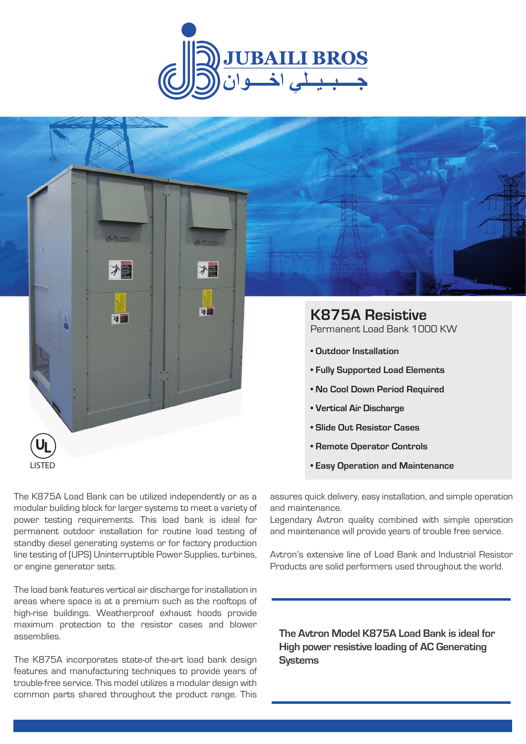JUBAILI BROS

جـــبـيـلـي اخـــوان

# K875A Resistive

Permanent Load Bank 1000 KW

- **Outdoor Installation**
- **Fully Supported Load Elements**
- **No Cool Down Period Required**
- **Vertical Air Discharge**
- **Slide Out Resistor Cases**
- **Remote Operator Controls**
- **Easy Operation and Maintenance**

UL LISTED

The K875A Load Bank can be utilized independently or as a modular building block for larger systems to meet a variety of power testing requirements. This load bank is ideal for permanent outdoor installation for routine load testing of standby diesel generating systems or for factory production line testing of (UPS) Uninterruptible Power Supplies, turbines, or engine generator sets.

The load bank features vertical air discharge for installation in areas where space is at a premium such as the rooftops of high-rise buildings. Weatherproof exhaust hoods provide maximum protection to the resistor cases and blower assemblies.

The K875A incorporates state-of the-art load bank design features and manufacturing techniques to provide years of trouble-free service. This model utilizes a modular design with common parts shared throughout the product range. This assures quick delivery, easy installation, and simple operation and maintenance.

Legendary Avtron quality combined with simple operation and maintenance will provide years of trouble free service.

Avtron's extensive line of Load Bank and Industrial Resistor Products are solid performers used throughout the world.

**The Avtron Model K875A Load Bank is ideal for High power resistive loading of AC Generating Systems**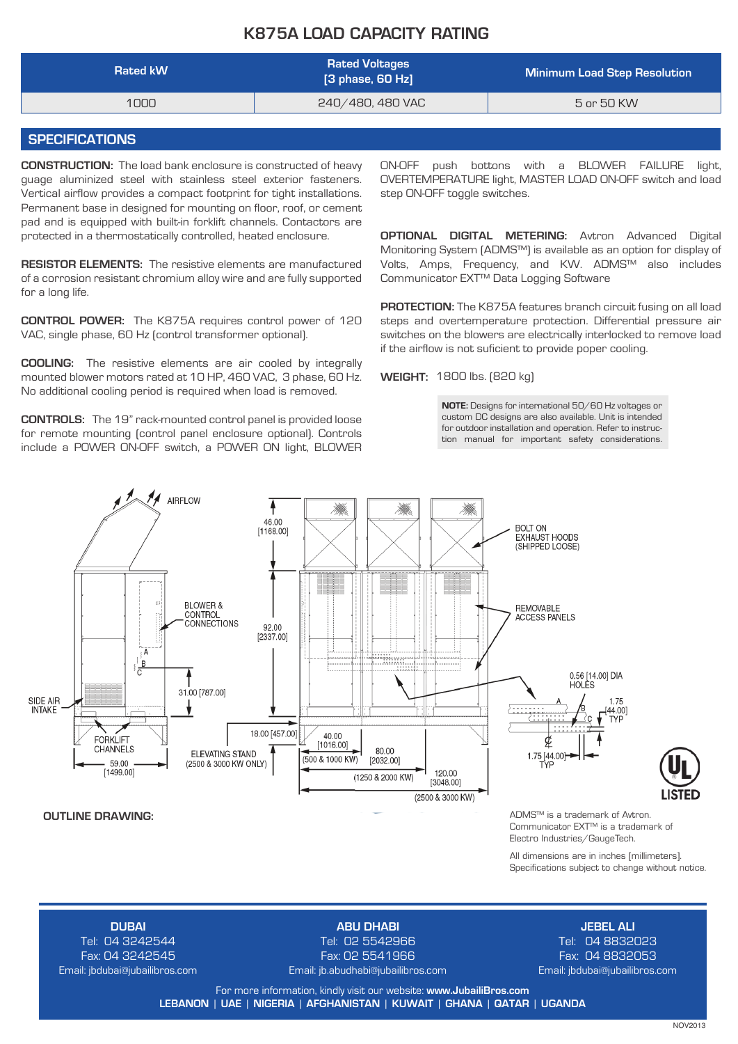## K875A LOAD CAPACITY RATING

| Rated kW | Rated Voltages [3 phase, 60 Hz] | Minimum Load Step Resolution |
|---|---|---|
| 1000 | 240/480, 480 VAC | 5 or 50 KW |

## SPECIFICATIONS

**CONSTRUCTION:** The load bank enclosure is constructed of heavy guage aluminized steel with stainless steel exterior fasteners. Vertical airflow provides a compact footprint for tight installations. Permanent base in designed for mounting on floor, roof, or cement pad and is equipped with built-in forklift channels. Contactors are protected in a thermostatically controlled, heated enclosure.

**RESISTOR ELEMENTS:** The resistive elements are manufactured of a corrosion resistant chromium alloy wire and are fully supported for a long life.

**CONTROL POWER:** The K875A requires control power of 120 VAC, single phase, 60 Hz (control transformer optional).

**COOLING:** The resistive elements are air cooled by integrally mounted blower motors rated at 10 HP, 460 VAC, 3 phase, 60 Hz. No additional cooling period is required when load is removed.

**CONTROLS:** The 19" rack-mounted control panel is provided loose for remote mounting (control panel enclosure optional). Controls include a POWER ON-OFF switch, a POWER ON light, BLOWER ON-OFF push bottons with a BLOWER FAILURE light, OVERTEMPERATURE light, MASTER LOAD ON-OFF switch and load step ON-OFF toggle switches.

**OPTIONAL DIGITAL METERING:** Avtron Advanced Digital Monitoring System (ADMS™) is available as an option for display of Volts, Amps, Frequency, and KW. ADMS™ also includes Communicator EXT™ Data Logging Software

**PROTECTION:** The K875A features branch circuit fusing on all load steps and overtemperature protection. Differential pressure air switches on the blowers are electrically interlocked to remove load if the airflow is not suficient to provide poper cooling.

**WEIGHT:** 1800 lbs. (820 kg)

**NOTE:** Designs for international 50/60 Hz voltages or custom DC designs are also available. Unit is intended for outdoor installation and operation. Refer to instruction manual for important safety considerations.

AIRFLOW
46.00 [1168.00]
BOLT ON EXHAUST HOODS (SHIPPED LOOSE)
BLOWER & CONTROL CONNECTIONS
92.00 [2337.00]
REMOVABLE ACCESS PANELS
A
B
C
0.56 [14.00] DIA HOLES
SIDE AIR INTAKE
31.00 [787.00]
1.75 [44.00] TYP
FORKLIFT CHANNELS
18.00 [457.00]
ELEVATING STAND (2500 & 3000 KW ONLY)
59.00 [1499.00]
40.00 [1016.00] (500 & 1000 KW)
80.00 [2032.00] (1250 & 2000 KW)
120.00 [3048.00] (2500 & 3000 KW)
1.75 [44.00] TYP

**OUTLINE DRAWING:**

ADMS™ is a trademark of Avtron.
Communicator EXT™ is a trademark of Electro Industries/GaugeTech.

All dimensions are in inches [millimeters].
Specifications subject to change without notice.

**DUBAI**
Tel: 04 3242544
Fax: 04 3242545
Email: jbdubai@jubailibros.com

**ABU DHABI**
Tel: 02 5542966
Fax: 02 5541966
Email: jb.abudhabi@jubailibros.com

**JEBEL ALI**
Tel: 04 8832023
Fax: 04 8832053
Email: jbdubai@jubailibros.com

For more information, kindly visit our website: **www.JubailiBros.com**
**LEBANON | UAE | NIGERIA | AFGHANISTAN | KUWAIT | GHANA | QATAR | UGANDA**

NOV2013